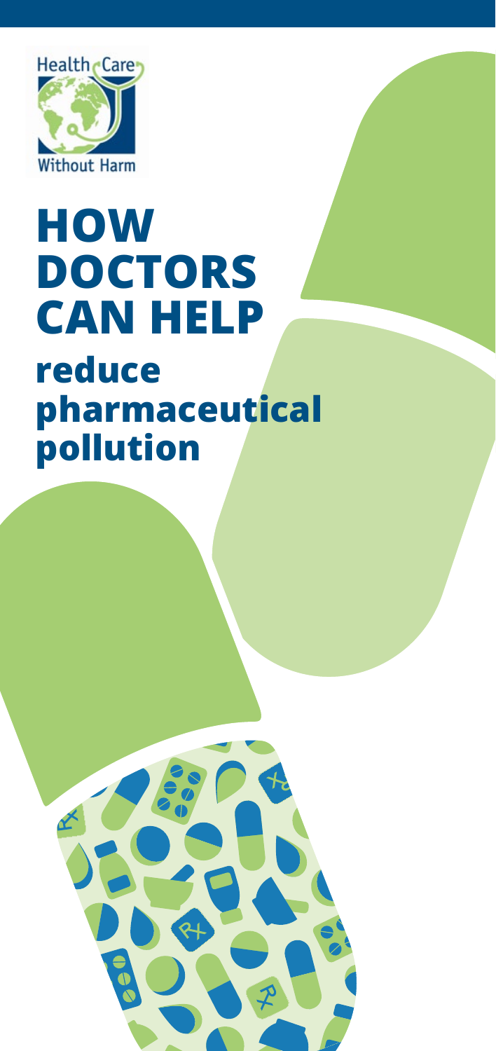Health Care Without Harm

# HOW DOCTORS CAN HELP

## reduce pharmaceutical pollution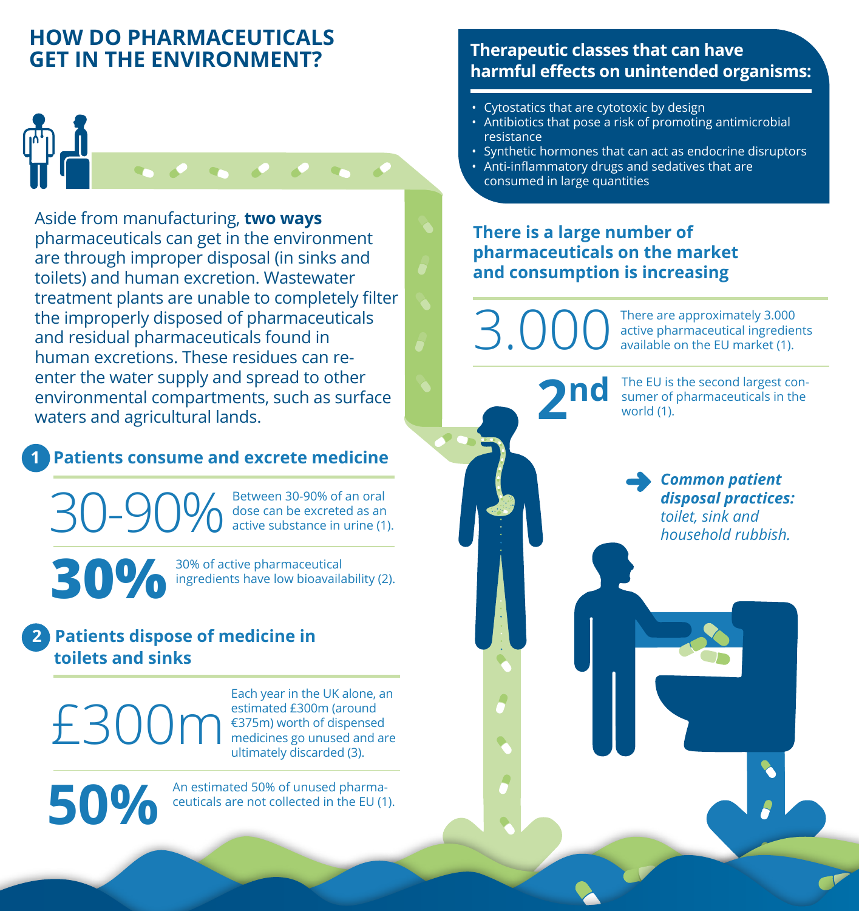# HOW DO PHARMACEUTICALS GET IN THE ENVIRONMENT?

Aside from manufacturing, **two ways** pharmaceuticals can get in the environment are through improper disposal (in sinks and toilets) and human excretion. Wastewater treatment plants are unable to completely filter the improperly disposed of pharmaceuticals and residual pharmaceuticals found in human excretions. These residues can re-enter the water supply and spread to other environmental compartments, such as surface waters and agricultural lands.

## 1 Patients consume and excrete medicine

**30-90%** Between 30-90% of an oral dose can be excreted as an active substance in urine (1).

**30%** 30% of active pharmaceutical ingredients have low bioavailability (2).

## 2 Patients dispose of medicine in toilets and sinks

**£300m** Each year in the UK alone, an estimated £300m (around €375m) worth of dispensed medicines go unused and are ultimately discarded (3).

**50%** An estimated 50% of unused pharmaceuticals are not collected in the EU (1).

## Therapeutic classes that can have harmful effects on unintended organisms:

- Cytostatics that are cytotoxic by design
- Antibiotics that pose a risk of promoting antimicrobial resistance
- Synthetic hormones that can act as endocrine disruptors
- Anti-inflammatory drugs and sedatives that are consumed in large quantities

## There is a large number of pharmaceuticals on the market and consumption is increasing

**3.000** There are approximately 3.000 active pharmaceutical ingredients available on the EU market (1).

**2nd** The EU is the second largest consumer of pharmaceuticals in the world (1).

***Common patient disposal practices:*** *toilet, sink and household rubbish.*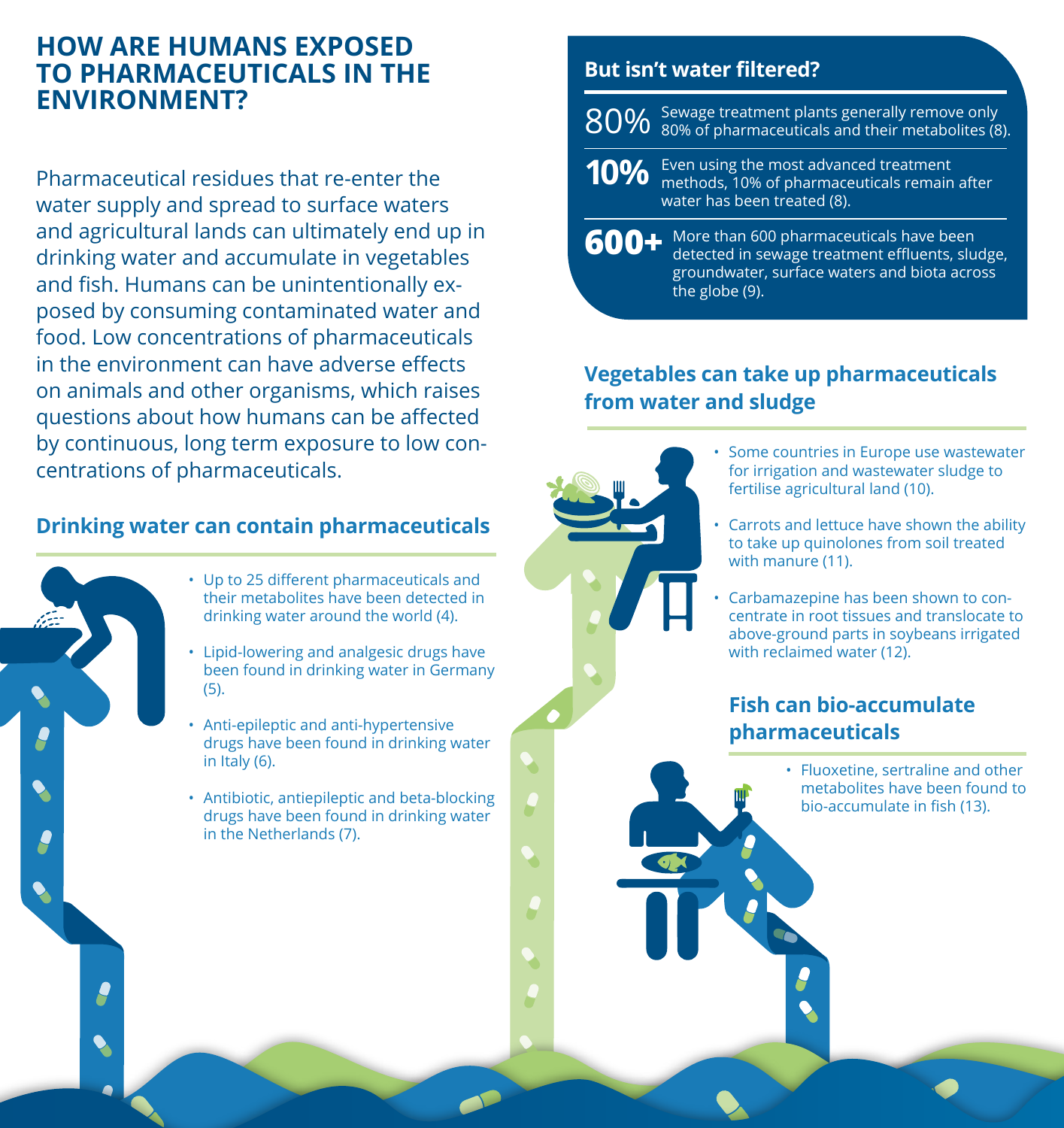# HOW ARE HUMANS EXPOSED TO PHARMACEUTICALS IN THE ENVIRONMENT?

Pharmaceutical residues that re-enter the water supply and spread to surface waters and agricultural lands can ultimately end up in drinking water and accumulate in vegetables and fish. Humans can be unintentionally exposed by consuming contaminated water and food. Low concentrations of pharmaceuticals in the environment can have adverse effects on animals and other organisms, which raises questions about how humans can be affected by continuous, long term exposure to low concentrations of pharmaceuticals.

## Drinking water can contain pharmaceuticals

- Up to 25 different pharmaceuticals and their metabolites have been detected in drinking water around the world (4).
- Lipid-lowering and analgesic drugs have been found in drinking water in Germany (5).
- Anti-epileptic and anti-hypertensive drugs have been found in drinking water in Italy (6).
- Antibiotic, antiepileptic and beta-blocking drugs have been found in drinking water in the Netherlands (7).

## But isn't water filtered?

**80%** Sewage treatment plants generally remove only 80% of pharmaceuticals and their metabolites (8).

**10%** Even using the most advanced treatment methods, 10% of pharmaceuticals remain after water has been treated (8).

**600+** More than 600 pharmaceuticals have been detected in sewage treatment effluents, sludge, groundwater, surface waters and biota across the globe (9).

## Vegetables can take up pharmaceuticals from water and sludge

- Some countries in Europe use wastewater for irrigation and wastewater sludge to fertilise agricultural land (10).
- Carrots and lettuce have shown the ability to take up quinolones from soil treated with manure (11).
- Carbamazepine has been shown to concentrate in root tissues and translocate to above-ground parts in soybeans irrigated with reclaimed water (12).

## Fish can bio-accumulate pharmaceuticals

- Fluoxetine, sertraline and other metabolites have been found to bio-accumulate in fish (13).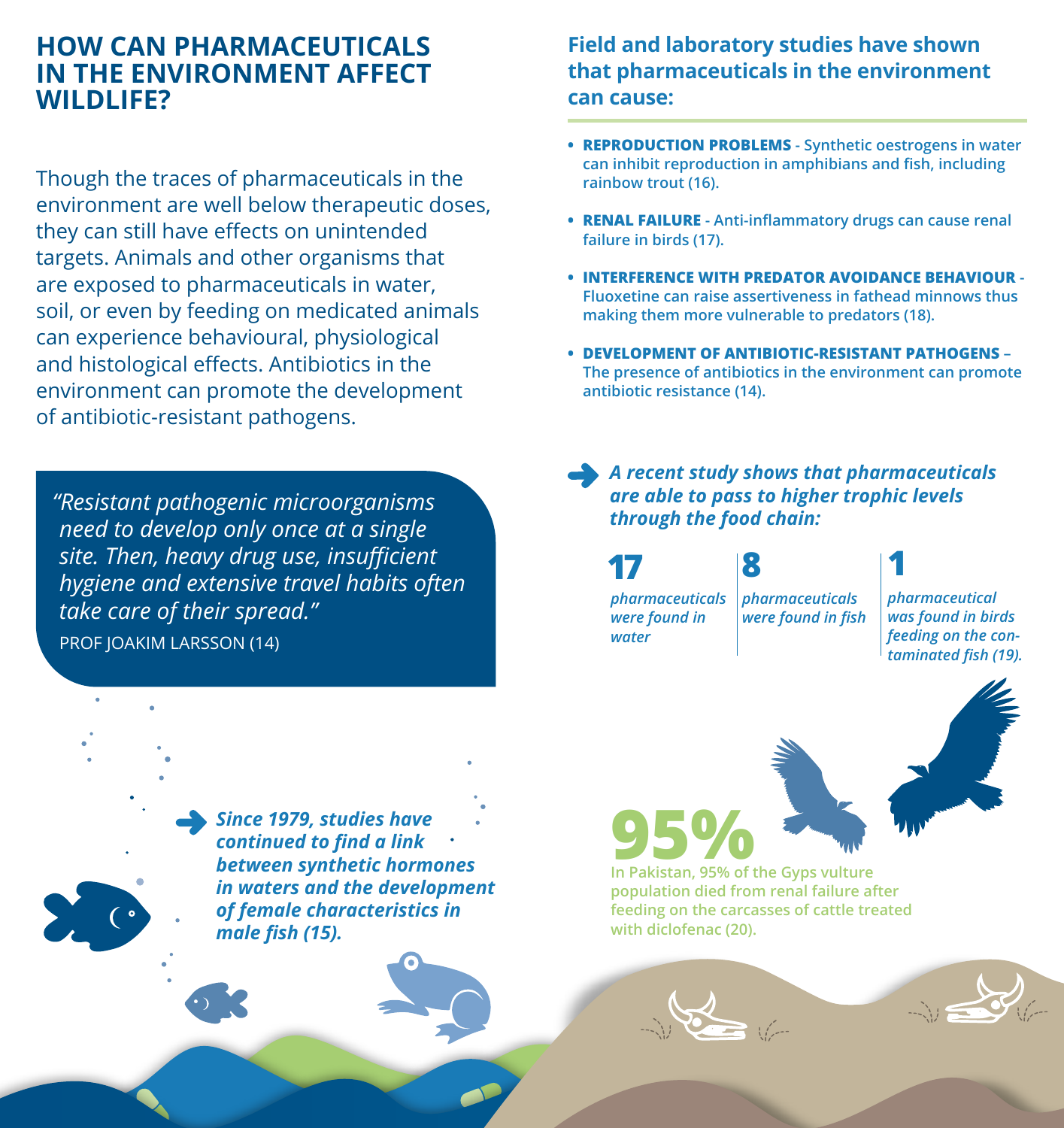# HOW CAN PHARMACEUTICALS IN THE ENVIRONMENT AFFECT WILDLIFE?

Though the traces of pharmaceuticals in the environment are well below therapeutic doses, they can still have effects on unintended targets. Animals and other organisms that are exposed to pharmaceuticals in water, soil, or even by feeding on medicated animals can experience behavioural, physiological and histological effects. Antibiotics in the environment can promote the development of antibiotic-resistant pathogens.

> *"Resistant pathogenic microorganisms need to develop only once at a single site. Then, heavy drug use, insufficient hygiene and extensive travel habits often take care of their spread."*
>
> PROF JOAKIM LARSSON (14)

***Since 1979, studies have continued to find a link between synthetic hormones in waters and the development of female characteristics in male fish (15).***

## Field and laboratory studies have shown that pharmaceuticals in the environment can cause:

- **REPRODUCTION PROBLEMS** - Synthetic oestrogens in water can inhibit reproduction in amphibians and fish, including rainbow trout (16).
- **RENAL FAILURE** - Anti-inflammatory drugs can cause renal failure in birds (17).
- **INTERFERENCE WITH PREDATOR AVOIDANCE BEHAVIOUR** - Fluoxetine can raise assertiveness in fathead minnows thus making them more vulnerable to predators (18).
- **DEVELOPMENT OF ANTIBIOTIC-RESISTANT PATHOGENS** – The presence of antibiotics in the environment can promote antibiotic resistance (14).

***A recent study shows that pharmaceuticals are able to pass to higher trophic levels through the food chain:***

**17** *pharmaceuticals were found in water*

**8** *pharmaceuticals were found in fish*

**1** *pharmaceutical was found in birds feeding on the contaminated fish (19).*

**95%**

In Pakistan, 95% of the Gyps vulture population died from renal failure after feeding on the carcasses of cattle treated with diclofenac (20).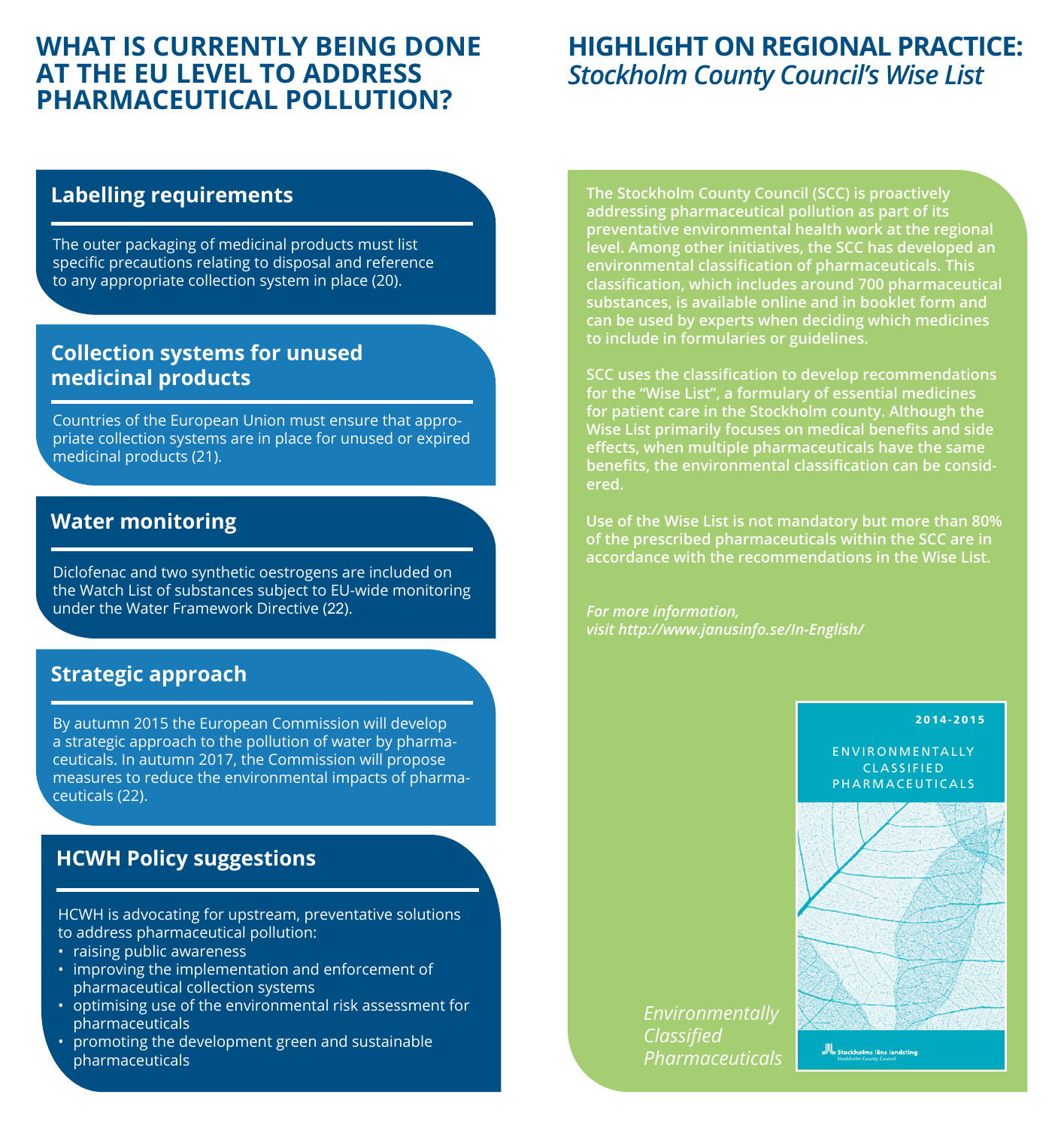# WHAT IS CURRENTLY BEING DONE AT THE EU LEVEL TO ADDRESS PHARMACEUTICAL POLLUTION?

## Labelling requirements

The outer packaging of medicinal products must list specific precautions relating to disposal and reference to any appropriate collection system in place (20).

## Collection systems for unused medicinal products

Countries of the European Union must ensure that appropriate collection systems are in place for unused or expired medicinal products (21).

## Water monitoring

Diclofenac and two synthetic oestrogens are included on the Watch List of substances subject to EU-wide monitoring under the Water Framework Directive (22).

## Strategic approach

By autumn 2015 the European Commission will develop a strategic approach to the pollution of water by pharmaceuticals. In autumn 2017, the Commission will propose measures to reduce the environmental impacts of pharmaceuticals (22).

## HCWH Policy suggestions

HCWH is advocating for upstream, preventative solutions to address pharmaceutical pollution:

- raising public awareness
- improving the implementation and enforcement of pharmaceutical collection systems
- optimising use of the environmental risk assessment for pharmaceuticals
- promoting the development green and sustainable pharmaceuticals

# HIGHLIGHT ON REGIONAL PRACTICE: *Stockholm County Council's Wise List*

**The Stockholm County Council (SCC) is proactively addressing pharmaceutical pollution as part of its preventative environmental health work at the regional level. Among other initiatives, the SCC has developed an environmental classification of pharmaceuticals. This classification, which includes around 700 pharmaceutical substances, is available online and in booklet form and can be used by experts when deciding which medicines to include in formularies or guidelines.**

**SCC uses the classification to develop recommendations for the "Wise List", a formulary of essential medicines for patient care in the Stockholm county. Although the Wise List primarily focuses on medical benefits and side effects, when multiple pharmaceuticals have the same benefits, the environmental classification can be considered.**

**Use of the Wise List is not mandatory but more than 80% of the prescribed pharmaceuticals within the SCC are in accordance with the recommendations in the Wise List.**

***For more information, visit http://www.janusinfo.se/In-English/***

2014-2015

ENVIRONMENTALLY CLASSIFIED PHARMACEUTICALS

Stockholms läns landsting
Stockholm County Council

*Environmentally Classified Pharmaceuticals*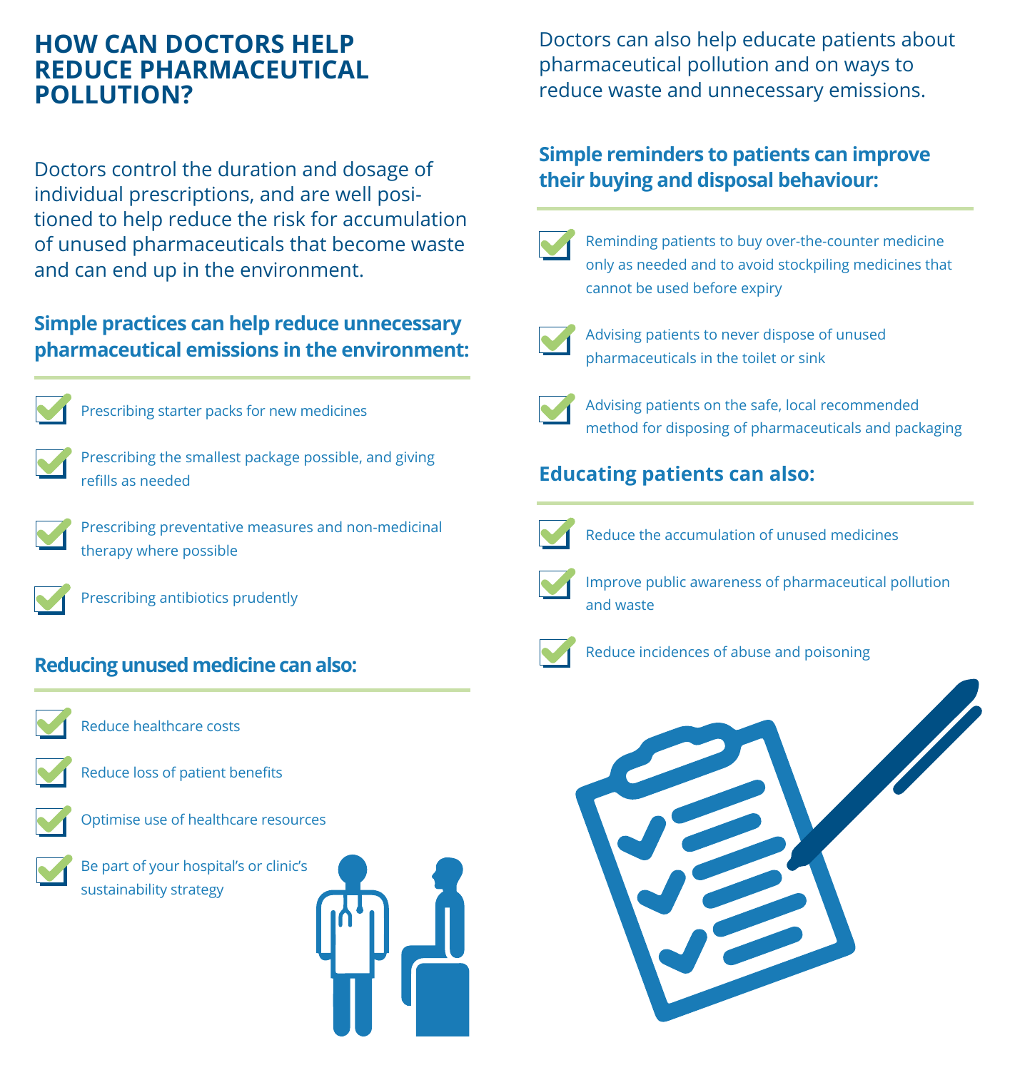# HOW CAN DOCTORS HELP REDUCE PHARMACEUTICAL POLLUTION?

Doctors control the duration and dosage of individual prescriptions, and are well positioned to help reduce the risk for accumulation of unused pharmaceuticals that become waste and can end up in the environment.

### Simple practices can help reduce unnecessary pharmaceutical emissions in the environment:

- Prescribing starter packs for new medicines
- Prescribing the smallest package possible, and giving refills as needed
- Prescribing preventative measures and non-medicinal therapy where possible
- Prescribing antibiotics prudently

### Reducing unused medicine can also:

- Reduce healthcare costs
- Reduce loss of patient benefits
- Optimise use of healthcare resources
- Be part of your hospital's or clinic's sustainability strategy

Doctors can also help educate patients about pharmaceutical pollution and on ways to reduce waste and unnecessary emissions.

### Simple reminders to patients can improve their buying and disposal behaviour:

- Reminding patients to buy over-the-counter medicine only as needed and to avoid stockpiling medicines that cannot be used before expiry
- Advising patients to never dispose of unused pharmaceuticals in the toilet or sink
- Advising patients on the safe, local recommended method for disposing of pharmaceuticals and packaging

### Educating patients can also:

- Reduce the accumulation of unused medicines
- Improve public awareness of pharmaceutical pollution and waste
- Reduce incidences of abuse and poisoning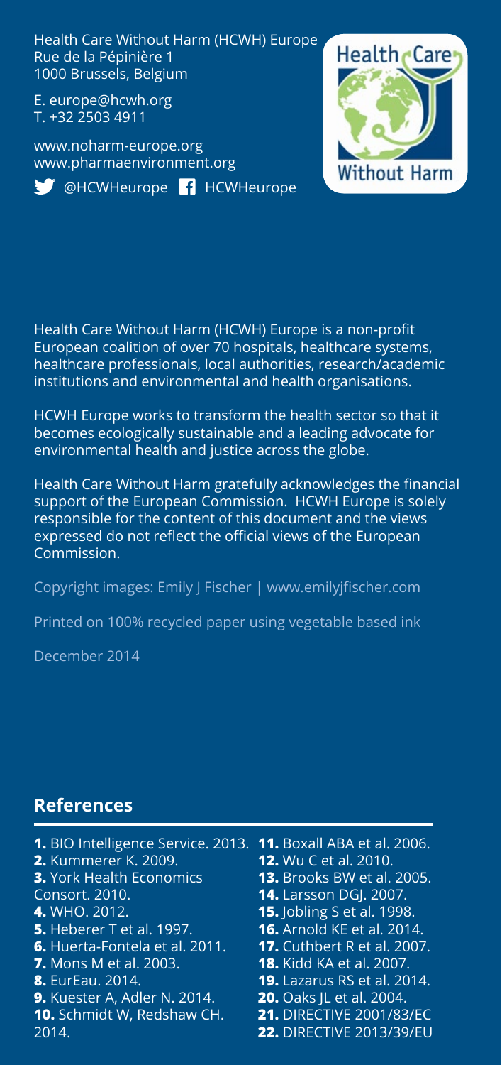Health Care Without Harm (HCWH) Europe
Rue de la Pépinière 1
1000 Brussels, Belgium

E. europe@hcwh.org
T. +32 2503 4911

www.noharm-europe.org
www.pharmaenvironment.org

@HCWHeurope HCWHeurope

Health Care Without Harm

Health Care Without Harm (HCWH) Europe is a non-profit European coalition of over 70 hospitals, healthcare systems, healthcare professionals, local authorities, research/academic institutions and environmental and health organisations.

HCWH Europe works to transform the health sector so that it becomes ecologically sustainable and a leading advocate for environmental health and justice across the globe.

Health Care Without Harm gratefully acknowledges the financial support of the European Commission. HCWH Europe is solely responsible for the content of this document and the views expressed do not reflect the official views of the European Commission.

Copyright images: Emily J Fischer | www.emilyjfischer.com

Printed on 100% recycled paper using vegetable based ink

December 2014

## References

**1.** BIO Intelligence Service. 2013.
**2.** Kummerer K. 2009.
**3.** York Health Economics Consort. 2010.
**4.** WHO. 2012.
**5.** Heberer T et al. 1997.
**6.** Huerta-Fontela et al. 2011.
**7.** Mons M et al. 2003.
**8.** EurEau. 2014.
**9.** Kuester A, Adler N. 2014.
**10.** Schmidt W, Redshaw CH. 2014.
**11.** Boxall ABA et al. 2006.
**12.** Wu C et al. 2010.
**13.** Brooks BW et al. 2005.
**14.** Larsson DGJ. 2007.
**15.** Jobling S et al. 1998.
**16.** Arnold KE et al. 2014.
**17.** Cuthbert R et al. 2007.
**18.** Kidd KA et al. 2007.
**19.** Lazarus RS et al. 2014.
**20.** Oaks JL et al. 2004.
**21.** DIRECTIVE 2001/83/EC
**22.** DIRECTIVE 2013/39/EU